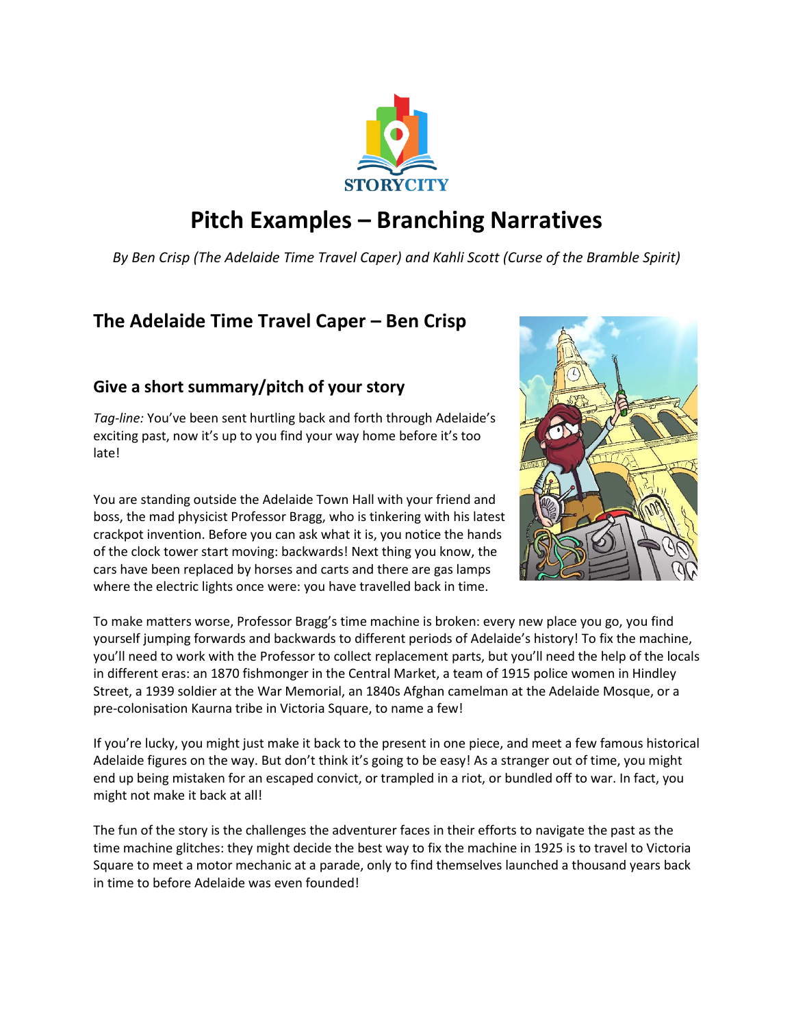# Pitch Examples – Branching Narratives

*By Ben Crisp (The Adelaide Time Travel Caper) and Kahli Scott (Curse of the Bramble Spirit)*

## The Adelaide Time Travel Caper – Ben Crisp

### Give a short summary/pitch of your story

*Tag-line:* You've been sent hurtling back and forth through Adelaide's exciting past, now it's up to you find your way home before it's too late!

You are standing outside the Adelaide Town Hall with your friend and boss, the mad physicist Professor Bragg, who is tinkering with his latest crackpot invention. Before you can ask what it is, you notice the hands of the clock tower start moving: backwards! Next thing you know, the cars have been replaced by horses and carts and there are gas lamps where the electric lights once were: you have travelled back in time.

To make matters worse, Professor Bragg's time machine is broken: every new place you go, you find yourself jumping forwards and backwards to different periods of Adelaide's history! To fix the machine, you'll need to work with the Professor to collect replacement parts, but you'll need the help of the locals in different eras: an 1870 fishmonger in the Central Market, a team of 1915 police women in Hindley Street, a 1939 soldier at the War Memorial, an 1840s Afghan camelman at the Adelaide Mosque, or a pre-colonisation Kaurna tribe in Victoria Square, to name a few!

If you're lucky, you might just make it back to the present in one piece, and meet a few famous historical Adelaide figures on the way. But don't think it's going to be easy! As a stranger out of time, you might end up being mistaken for an escaped convict, or trampled in a riot, or bundled off to war. In fact, you might not make it back at all!

The fun of the story is the challenges the adventurer faces in their efforts to navigate the past as the time machine glitches: they might decide the best way to fix the machine in 1925 is to travel to Victoria Square to meet a motor mechanic at a parade, only to find themselves launched a thousand years back in time to before Adelaide was even founded!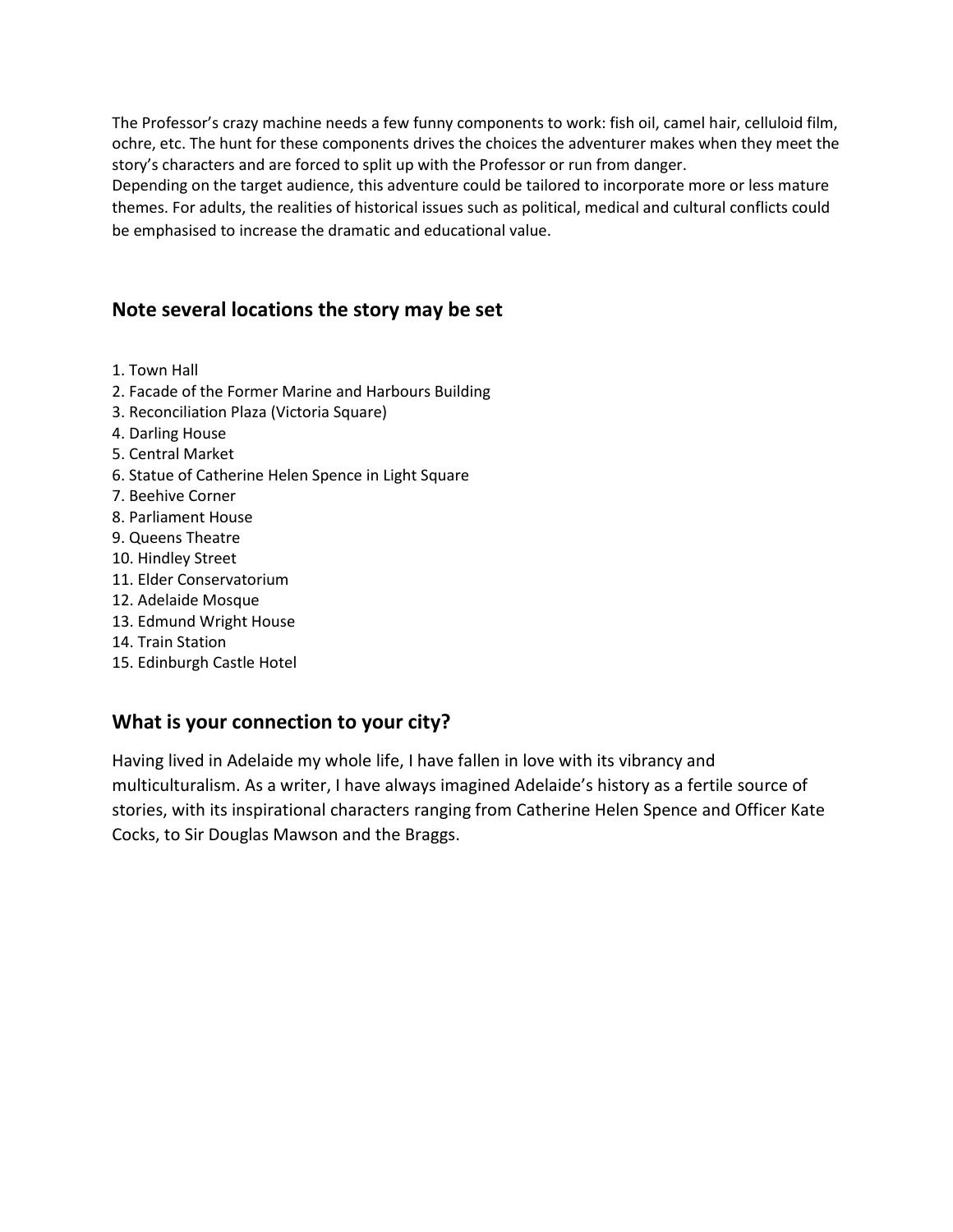The Professor's crazy machine needs a few funny components to work: fish oil, camel hair, celluloid film, ochre, etc. The hunt for these components drives the choices the adventurer makes when they meet the story's characters and are forced to split up with the Professor or run from danger.
Depending on the target audience, this adventure could be tailored to incorporate more or less mature themes. For adults, the realities of historical issues such as political, medical and cultural conflicts could be emphasised to increase the dramatic and educational value.

## Note several locations the story may be set

1. Town Hall
2. Facade of the Former Marine and Harbours Building
3. Reconciliation Plaza (Victoria Square)
4. Darling House
5. Central Market
6. Statue of Catherine Helen Spence in Light Square
7. Beehive Corner
8. Parliament House
9. Queens Theatre
10. Hindley Street
11. Elder Conservatorium
12. Adelaide Mosque
13. Edmund Wright House
14. Train Station
15. Edinburgh Castle Hotel

## What is your connection to your city?

Having lived in Adelaide my whole life, I have fallen in love with its vibrancy and multiculturalism. As a writer, I have always imagined Adelaide's history as a fertile source of stories, with its inspirational characters ranging from Catherine Helen Spence and Officer Kate Cocks, to Sir Douglas Mawson and the Braggs.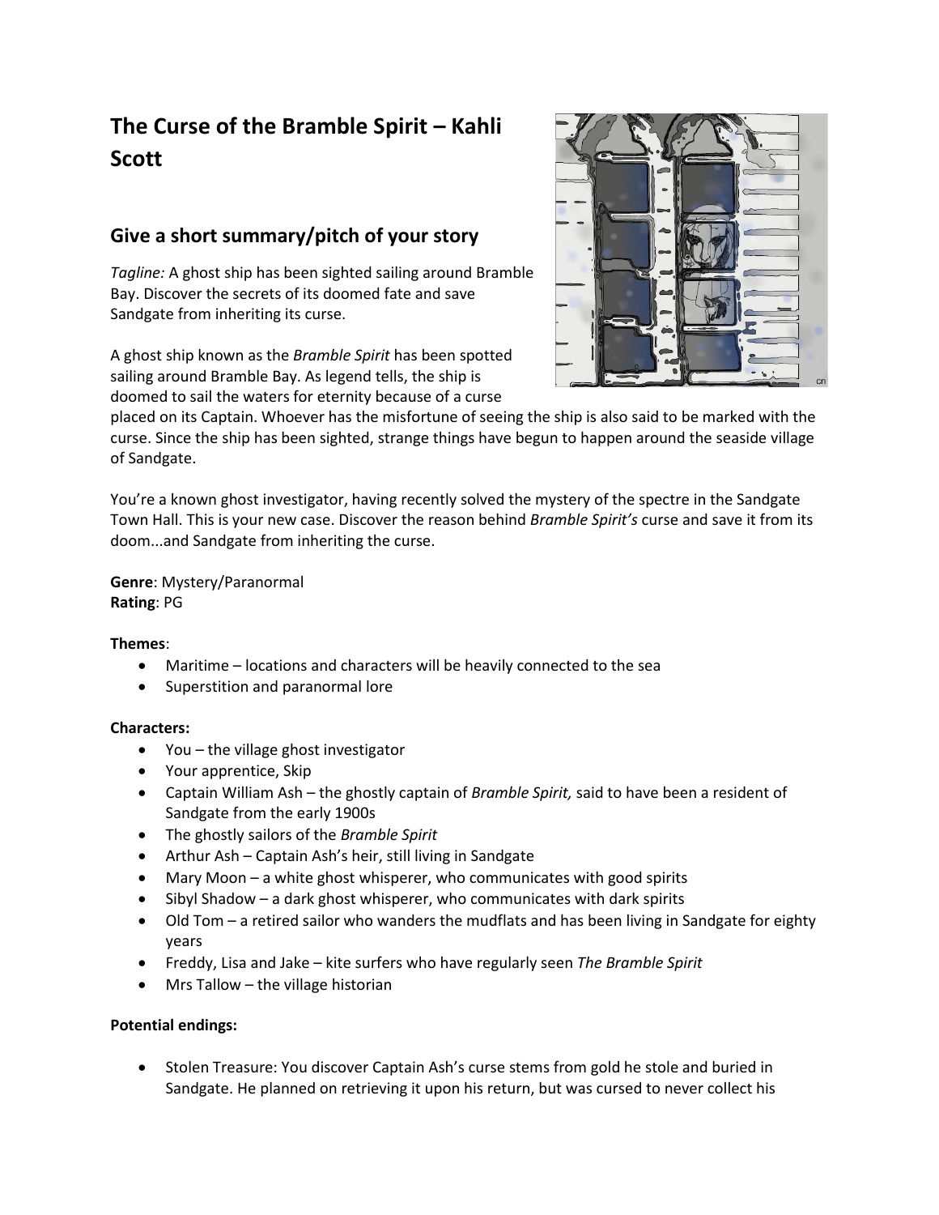# The Curse of the Bramble Spirit – Kahli Scott

## Give a short summary/pitch of your story

*Tagline:* A ghost ship has been sighted sailing around Bramble Bay. Discover the secrets of its doomed fate and save Sandgate from inheriting its curse.

A ghost ship known as the *Bramble Spirit* has been spotted sailing around Bramble Bay. As legend tells, the ship is doomed to sail the waters for eternity because of a curse placed on its Captain. Whoever has the misfortune of seeing the ship is also said to be marked with the curse. Since the ship has been sighted, strange things have begun to happen around the seaside village of Sandgate.

You're a known ghost investigator, having recently solved the mystery of the spectre in the Sandgate Town Hall. This is your new case. Discover the reason behind *Bramble Spirit's* curse and save it from its doom...and Sandgate from inheriting the curse.

**Genre**: Mystery/Paranormal
**Rating**: PG

**Themes**:

- Maritime – locations and characters will be heavily connected to the sea
- Superstition and paranormal lore

**Characters:**

- You – the village ghost investigator
- Your apprentice, Skip
- Captain William Ash – the ghostly captain of *Bramble Spirit,* said to have been a resident of Sandgate from the early 1900s
- The ghostly sailors of the *Bramble Spirit*
- Arthur Ash – Captain Ash's heir, still living in Sandgate
- Mary Moon – a white ghost whisperer, who communicates with good spirits
- Sibyl Shadow – a dark ghost whisperer, who communicates with dark spirits
- Old Tom – a retired sailor who wanders the mudflats and has been living in Sandgate for eighty years
- Freddy, Lisa and Jake – kite surfers who have regularly seen *The Bramble Spirit*
- Mrs Tallow – the village historian

**Potential endings:**

- Stolen Treasure: You discover Captain Ash's curse stems from gold he stole and buried in Sandgate. He planned on retrieving it upon his return, but was cursed to never collect his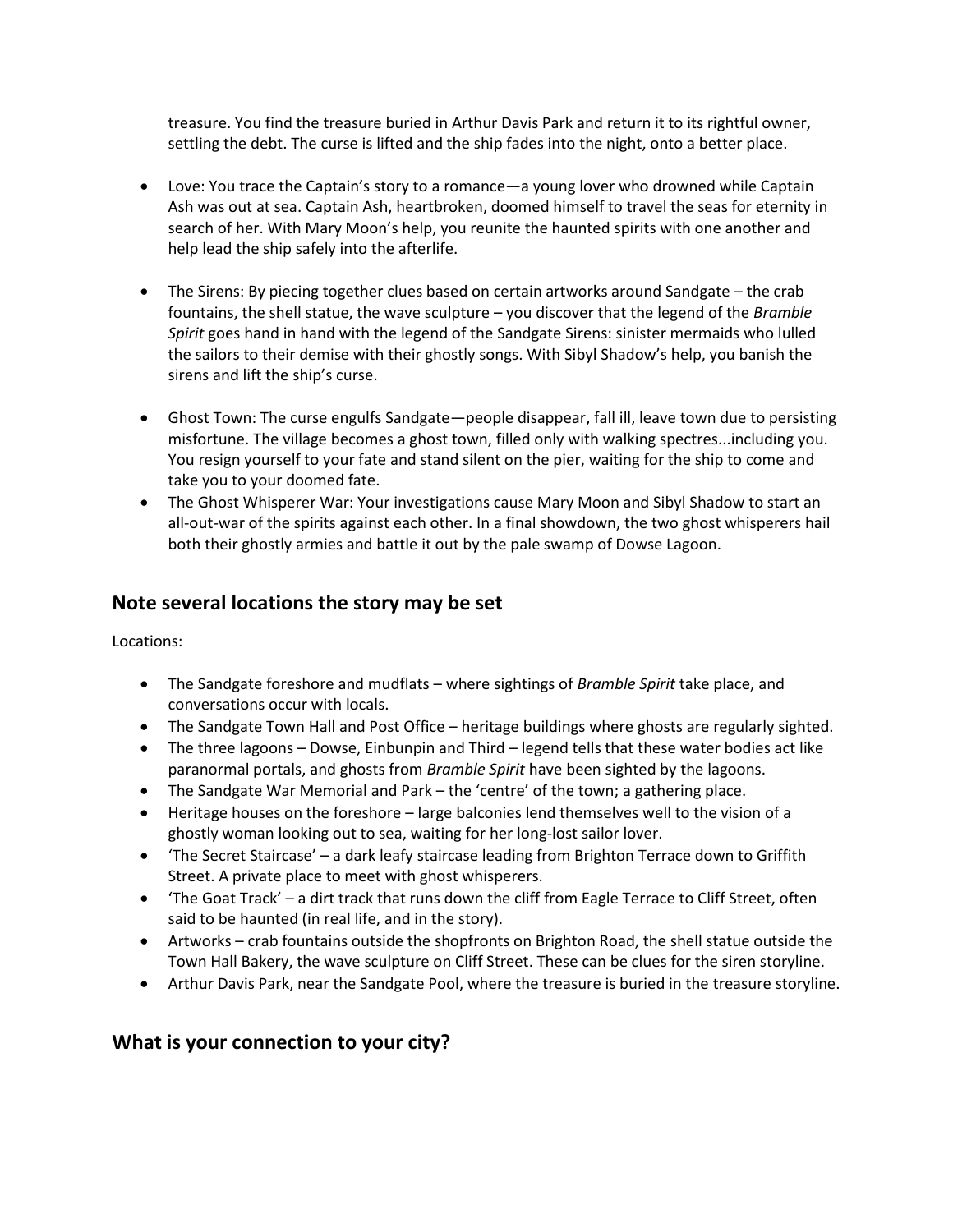treasure. You find the treasure buried in Arthur Davis Park and return it to its rightful owner, settling the debt. The curse is lifted and the ship fades into the night, onto a better place.

- Love: You trace the Captain's story to a romance—a young lover who drowned while Captain Ash was out at sea. Captain Ash, heartbroken, doomed himself to travel the seas for eternity in search of her. With Mary Moon's help, you reunite the haunted spirits with one another and help lead the ship safely into the afterlife.

- The Sirens: By piecing together clues based on certain artworks around Sandgate – the crab fountains, the shell statue, the wave sculpture – you discover that the legend of the *Bramble Spirit* goes hand in hand with the legend of the Sandgate Sirens: sinister mermaids who lulled the sailors to their demise with their ghostly songs. With Sibyl Shadow's help, you banish the sirens and lift the ship's curse.

- Ghost Town: The curse engulfs Sandgate—people disappear, fall ill, leave town due to persisting misfortune. The village becomes a ghost town, filled only with walking spectres...including you. You resign yourself to your fate and stand silent on the pier, waiting for the ship to come and take you to your doomed fate.
- The Ghost Whisperer War: Your investigations cause Mary Moon and Sibyl Shadow to start an all-out-war of the spirits against each other. In a final showdown, the two ghost whisperers hail both their ghostly armies and battle it out by the pale swamp of Dowse Lagoon.

## Note several locations the story may be set

Locations:

- The Sandgate foreshore and mudflats – where sightings of *Bramble Spirit* take place, and conversations occur with locals.
- The Sandgate Town Hall and Post Office – heritage buildings where ghosts are regularly sighted.
- The three lagoons – Dowse, Einbunpin and Third – legend tells that these water bodies act like paranormal portals, and ghosts from *Bramble Spirit* have been sighted by the lagoons.
- The Sandgate War Memorial and Park – the 'centre' of the town; a gathering place.
- Heritage houses on the foreshore – large balconies lend themselves well to the vision of a ghostly woman looking out to sea, waiting for her long-lost sailor lover.
- 'The Secret Staircase' – a dark leafy staircase leading from Brighton Terrace down to Griffith Street. A private place to meet with ghost whisperers.
- 'The Goat Track' – a dirt track that runs down the cliff from Eagle Terrace to Cliff Street, often said to be haunted (in real life, and in the story).
- Artworks – crab fountains outside the shopfronts on Brighton Road, the shell statue outside the Town Hall Bakery, the wave sculpture on Cliff Street. These can be clues for the siren storyline.
- Arthur Davis Park, near the Sandgate Pool, where the treasure is buried in the treasure storyline.

## What is your connection to your city?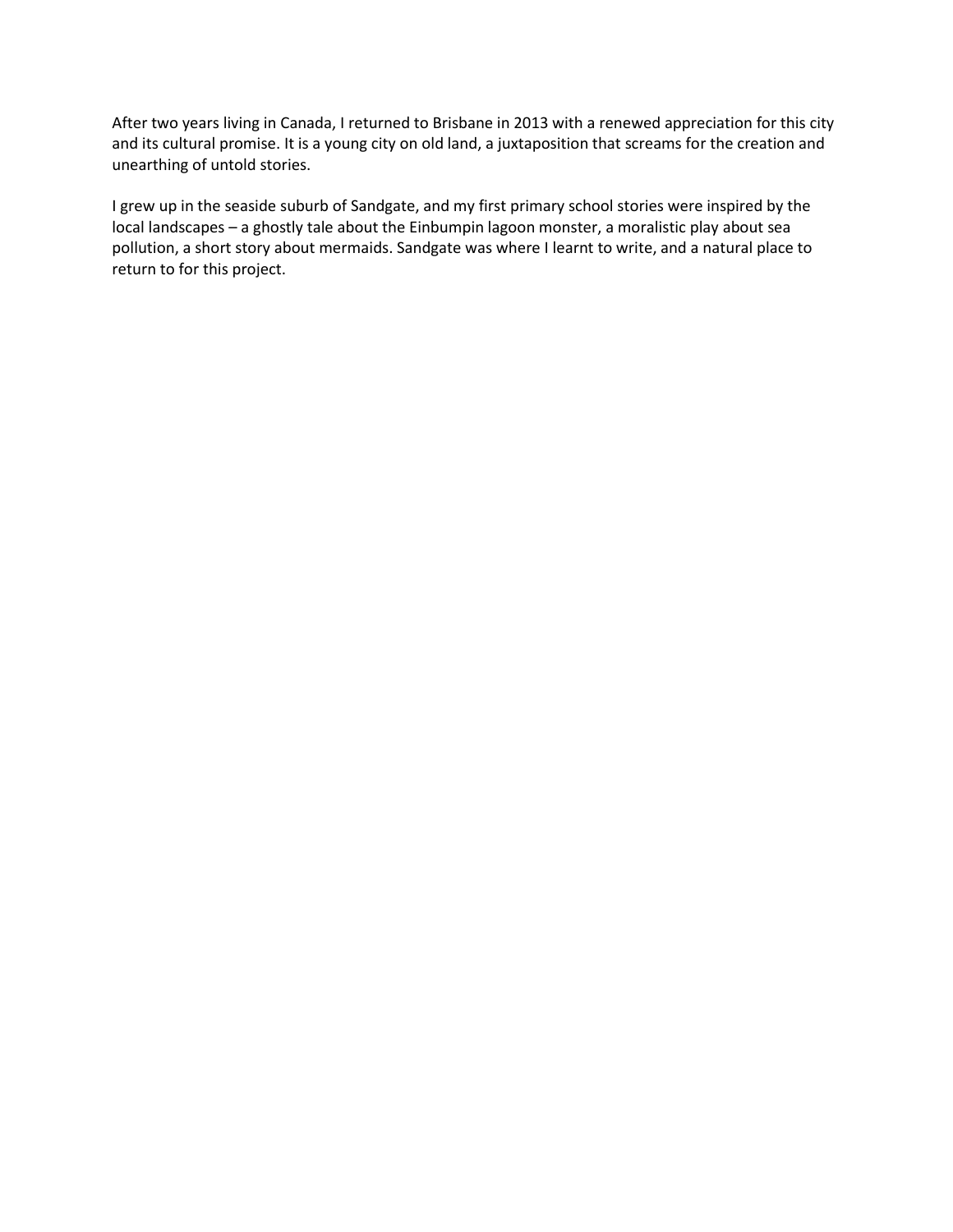After two years living in Canada, I returned to Brisbane in 2013 with a renewed appreciation for this city and its cultural promise. It is a young city on old land, a juxtaposition that screams for the creation and unearthing of untold stories.

I grew up in the seaside suburb of Sandgate, and my first primary school stories were inspired by the local landscapes – a ghostly tale about the Einbumpin lagoon monster, a moralistic play about sea pollution, a short story about mermaids. Sandgate was where I learnt to write, and a natural place to return to for this project.